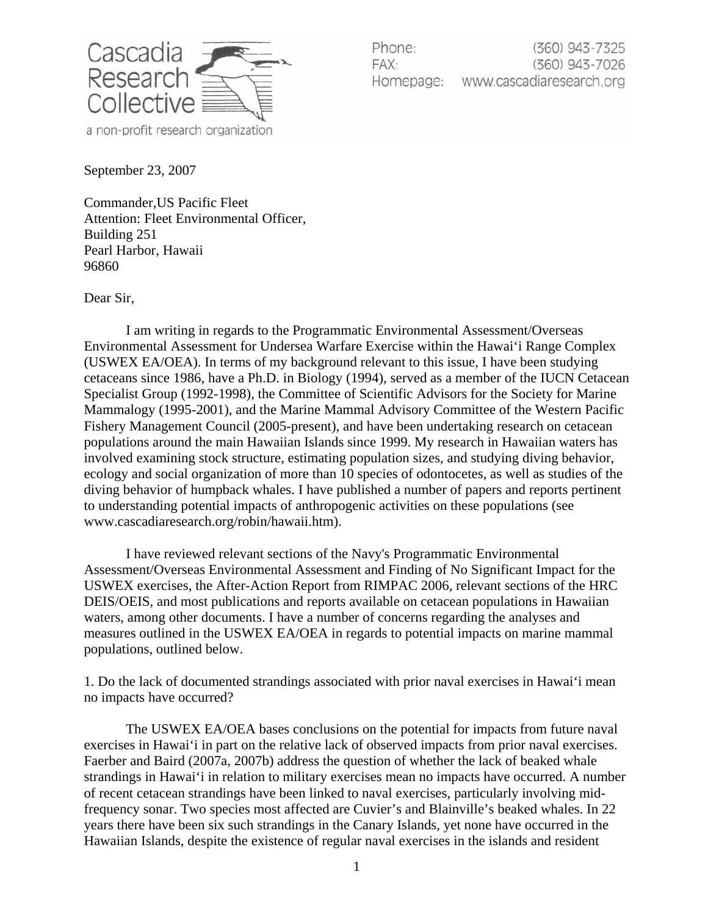Cascadia Research Collective

a non-profit research organization

Phone: (360) 943-7325
FAX: (360) 943-7026
Homepage: www.cascadiaresearch.org

September 23, 2007

Commander,US Pacific Fleet
Attention: Fleet Environmental Officer,
Building 251
Pearl Harbor, Hawaii
96860

Dear Sir,

I am writing in regards to the Programmatic Environmental Assessment/Overseas Environmental Assessment for Undersea Warfare Exercise within the Hawai'i Range Complex (USWEX EA/OEA). In terms of my background relevant to this issue, I have been studying cetaceans since 1986, have a Ph.D. in Biology (1994), served as a member of the IUCN Cetacean Specialist Group (1992-1998), the Committee of Scientific Advisors for the Society for Marine Mammalogy (1995-2001), and the Marine Mammal Advisory Committee of the Western Pacific Fishery Management Council (2005-present), and have been undertaking research on cetacean populations around the main Hawaiian Islands since 1999. My research in Hawaiian waters has involved examining stock structure, estimating population sizes, and studying diving behavior, ecology and social organization of more than 10 species of odontocetes, as well as studies of the diving behavior of humpback whales. I have published a number of papers and reports pertinent to understanding potential impacts of anthropogenic activities on these populations (see www.cascadiaresearch.org/robin/hawaii.htm).

I have reviewed relevant sections of the Navy's Programmatic Environmental Assessment/Overseas Environmental Assessment and Finding of No Significant Impact for the USWEX exercises, the After-Action Report from RIMPAC 2006, relevant sections of the HRC DEIS/OEIS, and most publications and reports available on cetacean populations in Hawaiian waters, among other documents. I have a number of concerns regarding the analyses and measures outlined in the USWEX EA/OEA in regards to potential impacts on marine mammal populations, outlined below.

1. Do the lack of documented strandings associated with prior naval exercises in Hawai'i mean no impacts have occurred?

The USWEX EA/OEA bases conclusions on the potential for impacts from future naval exercises in Hawai'i in part on the relative lack of observed impacts from prior naval exercises. Faerber and Baird (2007a, 2007b) address the question of whether the lack of beaked whale strandings in Hawai'i in relation to military exercises mean no impacts have occurred. A number of recent cetacean strandings have been linked to naval exercises, particularly involving mid-frequency sonar. Two species most affected are Cuvier's and Blainville's beaked whales. In 22 years there have been six such strandings in the Canary Islands, yet none have occurred in the Hawaiian Islands, despite the existence of regular naval exercises in the islands and resident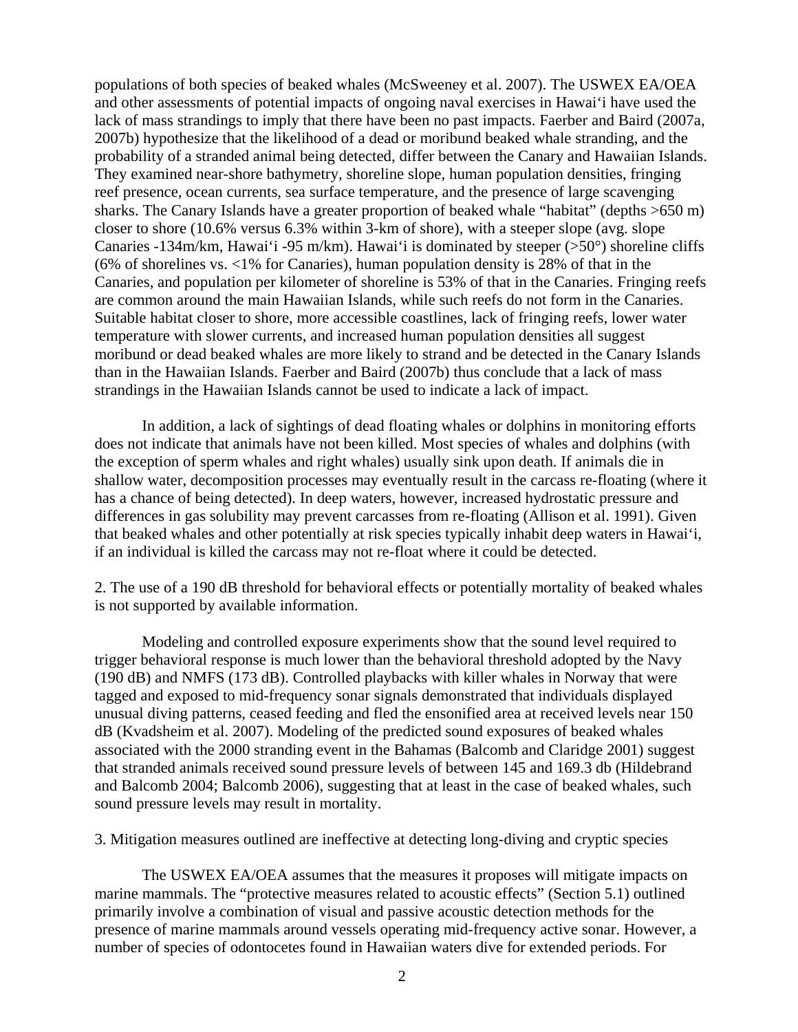populations of both species of beaked whales (McSweeney et al. 2007). The USWEX EA/OEA and other assessments of potential impacts of ongoing naval exercises in Hawai‘i have used the lack of mass strandings to imply that there have been no past impacts. Faerber and Baird (2007a, 2007b) hypothesize that the likelihood of a dead or moribund beaked whale stranding, and the probability of a stranded animal being detected, differ between the Canary and Hawaiian Islands. They examined near-shore bathymetry, shoreline slope, human population densities, fringing reef presence, ocean currents, sea surface temperature, and the presence of large scavenging sharks. The Canary Islands have a greater proportion of beaked whale "habitat" (depths >650 m) closer to shore (10.6% versus 6.3% within 3-km of shore), with a steeper slope (avg. slope Canaries -134m/km, Hawai‘i -95 m/km). Hawai‘i is dominated by steeper (>50°) shoreline cliffs (6% of shorelines vs. <1% for Canaries), human population density is 28% of that in the Canaries, and population per kilometer of shoreline is 53% of that in the Canaries. Fringing reefs are common around the main Hawaiian Islands, while such reefs do not form in the Canaries. Suitable habitat closer to shore, more accessible coastlines, lack of fringing reefs, lower water temperature with slower currents, and increased human population densities all suggest moribund or dead beaked whales are more likely to strand and be detected in the Canary Islands than in the Hawaiian Islands. Faerber and Baird (2007b) thus conclude that a lack of mass strandings in the Hawaiian Islands cannot be used to indicate a lack of impact.

In addition, a lack of sightings of dead floating whales or dolphins in monitoring efforts does not indicate that animals have not been killed. Most species of whales and dolphins (with the exception of sperm whales and right whales) usually sink upon death. If animals die in shallow water, decomposition processes may eventually result in the carcass re-floating (where it has a chance of being detected). In deep waters, however, increased hydrostatic pressure and differences in gas solubility may prevent carcasses from re-floating (Allison et al. 1991). Given that beaked whales and other potentially at risk species typically inhabit deep waters in Hawai‘i, if an individual is killed the carcass may not re-float where it could be detected.

2. The use of a 190 dB threshold for behavioral effects or potentially mortality of beaked whales is not supported by available information.

Modeling and controlled exposure experiments show that the sound level required to trigger behavioral response is much lower than the behavioral threshold adopted by the Navy (190 dB) and NMFS (173 dB). Controlled playbacks with killer whales in Norway that were tagged and exposed to mid-frequency sonar signals demonstrated that individuals displayed unusual diving patterns, ceased feeding and fled the ensonified area at received levels near 150 dB (Kvadsheim et al. 2007). Modeling of the predicted sound exposures of beaked whales associated with the 2000 stranding event in the Bahamas (Balcomb and Claridge 2001) suggest that stranded animals received sound pressure levels of between 145 and 169.3 db (Hildebrand and Balcomb 2004; Balcomb 2006), suggesting that at least in the case of beaked whales, such sound pressure levels may result in mortality.

3. Mitigation measures outlined are ineffective at detecting long-diving and cryptic species

The USWEX EA/OEA assumes that the measures it proposes will mitigate impacts on marine mammals. The "protective measures related to acoustic effects" (Section 5.1) outlined primarily involve a combination of visual and passive acoustic detection methods for the presence of marine mammals around vessels operating mid-frequency active sonar. However, a number of species of odontocetes found in Hawaiian waters dive for extended periods. For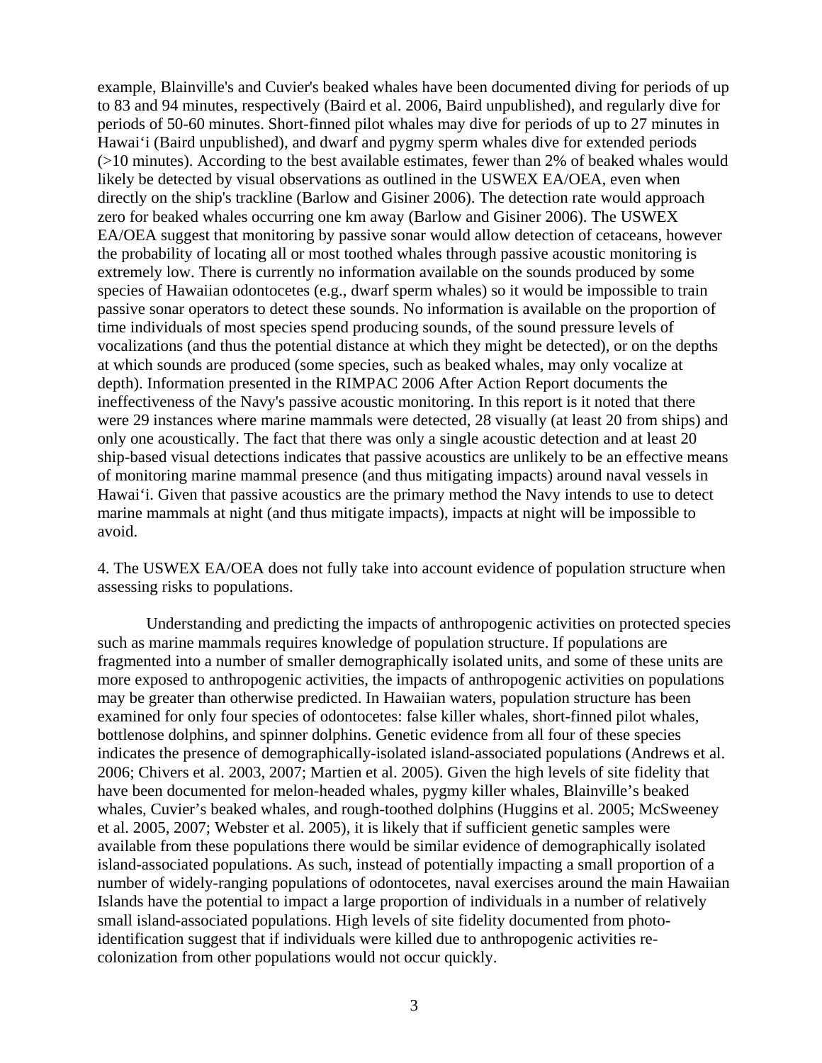example, Blainville's and Cuvier's beaked whales have been documented diving for periods of up to 83 and 94 minutes, respectively (Baird et al. 2006, Baird unpublished), and regularly dive for periods of 50-60 minutes. Short-finned pilot whales may dive for periods of up to 27 minutes in Hawai‘i (Baird unpublished), and dwarf and pygmy sperm whales dive for extended periods (>10 minutes). According to the best available estimates, fewer than 2% of beaked whales would likely be detected by visual observations as outlined in the USWEX EA/OEA, even when directly on the ship's trackline (Barlow and Gisiner 2006). The detection rate would approach zero for beaked whales occurring one km away (Barlow and Gisiner 2006). The USWEX EA/OEA suggest that monitoring by passive sonar would allow detection of cetaceans, however the probability of locating all or most toothed whales through passive acoustic monitoring is extremely low. There is currently no information available on the sounds produced by some species of Hawaiian odontocetes (e.g., dwarf sperm whales) so it would be impossible to train passive sonar operators to detect these sounds. No information is available on the proportion of time individuals of most species spend producing sounds, of the sound pressure levels of vocalizations (and thus the potential distance at which they might be detected), or on the depths at which sounds are produced (some species, such as beaked whales, may only vocalize at depth). Information presented in the RIMPAC 2006 After Action Report documents the ineffectiveness of the Navy's passive acoustic monitoring. In this report is it noted that there were 29 instances where marine mammals were detected, 28 visually (at least 20 from ships) and only one acoustically. The fact that there was only a single acoustic detection and at least 20 ship-based visual detections indicates that passive acoustics are unlikely to be an effective means of monitoring marine mammal presence (and thus mitigating impacts) around naval vessels in Hawai‘i. Given that passive acoustics are the primary method the Navy intends to use to detect marine mammals at night (and thus mitigate impacts), impacts at night will be impossible to avoid.

4. The USWEX EA/OEA does not fully take into account evidence of population structure when assessing risks to populations.

Understanding and predicting the impacts of anthropogenic activities on protected species such as marine mammals requires knowledge of population structure. If populations are fragmented into a number of smaller demographically isolated units, and some of these units are more exposed to anthropogenic activities, the impacts of anthropogenic activities on populations may be greater than otherwise predicted. In Hawaiian waters, population structure has been examined for only four species of odontocetes: false killer whales, short-finned pilot whales, bottlenose dolphins, and spinner dolphins. Genetic evidence from all four of these species indicates the presence of demographically-isolated island-associated populations (Andrews et al. 2006; Chivers et al. 2003, 2007; Martien et al. 2005). Given the high levels of site fidelity that have been documented for melon-headed whales, pygmy killer whales, Blainville’s beaked whales, Cuvier’s beaked whales, and rough-toothed dolphins (Huggins et al. 2005; McSweeney et al. 2005, 2007; Webster et al. 2005), it is likely that if sufficient genetic samples were available from these populations there would be similar evidence of demographically isolated island-associated populations. As such, instead of potentially impacting a small proportion of a number of widely-ranging populations of odontocetes, naval exercises around the main Hawaiian Islands have the potential to impact a large proportion of individuals in a number of relatively small island-associated populations. High levels of site fidelity documented from photo-identification suggest that if individuals were killed due to anthropogenic activities re-colonization from other populations would not occur quickly.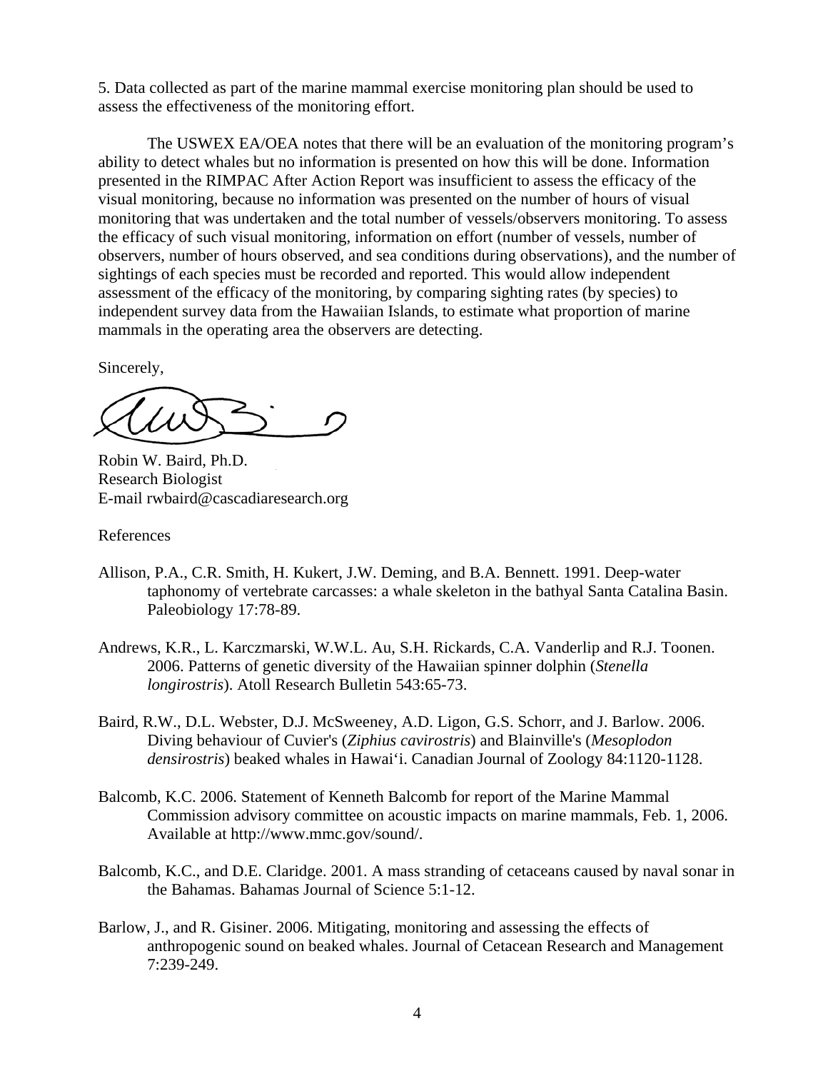5. Data collected as part of the marine mammal exercise monitoring plan should be used to assess the effectiveness of the monitoring effort.

The USWEX EA/OEA notes that there will be an evaluation of the monitoring program's ability to detect whales but no information is presented on how this will be done. Information presented in the RIMPAC After Action Report was insufficient to assess the efficacy of the visual monitoring, because no information was presented on the number of hours of visual monitoring that was undertaken and the total number of vessels/observers monitoring. To assess the efficacy of such visual monitoring, information on effort (number of vessels, number of observers, number of hours observed, and sea conditions during observations), and the number of sightings of each species must be recorded and reported. This would allow independent assessment of the efficacy of the monitoring, by comparing sighting rates (by species) to independent survey data from the Hawaiian Islands, to estimate what proportion of marine mammals in the operating area the observers are detecting.

Sincerely,

Robin W. Baird, Ph.D.
Research Biologist
E-mail rwbaird@cascadiaresearch.org

References

Allison, P.A., C.R. Smith, H. Kukert, J.W. Deming, and B.A. Bennett. 1991. Deep-water taphonomy of vertebrate carcasses: a whale skeleton in the bathyal Santa Catalina Basin. Paleobiology 17:78-89.

Andrews, K.R., L. Karczmarski, W.W.L. Au, S.H. Rickards, C.A. Vanderlip and R.J. Toonen. 2006. Patterns of genetic diversity of the Hawaiian spinner dolphin (*Stenella longirostris*). Atoll Research Bulletin 543:65-73.

Baird, R.W., D.L. Webster, D.J. McSweeney, A.D. Ligon, G.S. Schorr, and J. Barlow. 2006. Diving behaviour of Cuvier's (*Ziphius cavirostris*) and Blainville's (*Mesoplodon densirostris*) beaked whales in Hawai‘i. Canadian Journal of Zoology 84:1120-1128.

Balcomb, K.C. 2006. Statement of Kenneth Balcomb for report of the Marine Mammal Commission advisory committee on acoustic impacts on marine mammals, Feb. 1, 2006. Available at http://www.mmc.gov/sound/.

Balcomb, K.C., and D.E. Claridge. 2001. A mass stranding of cetaceans caused by naval sonar in the Bahamas. Bahamas Journal of Science 5:1-12.

Barlow, J., and R. Gisiner. 2006. Mitigating, monitoring and assessing the effects of anthropogenic sound on beaked whales. Journal of Cetacean Research and Management 7:239-249.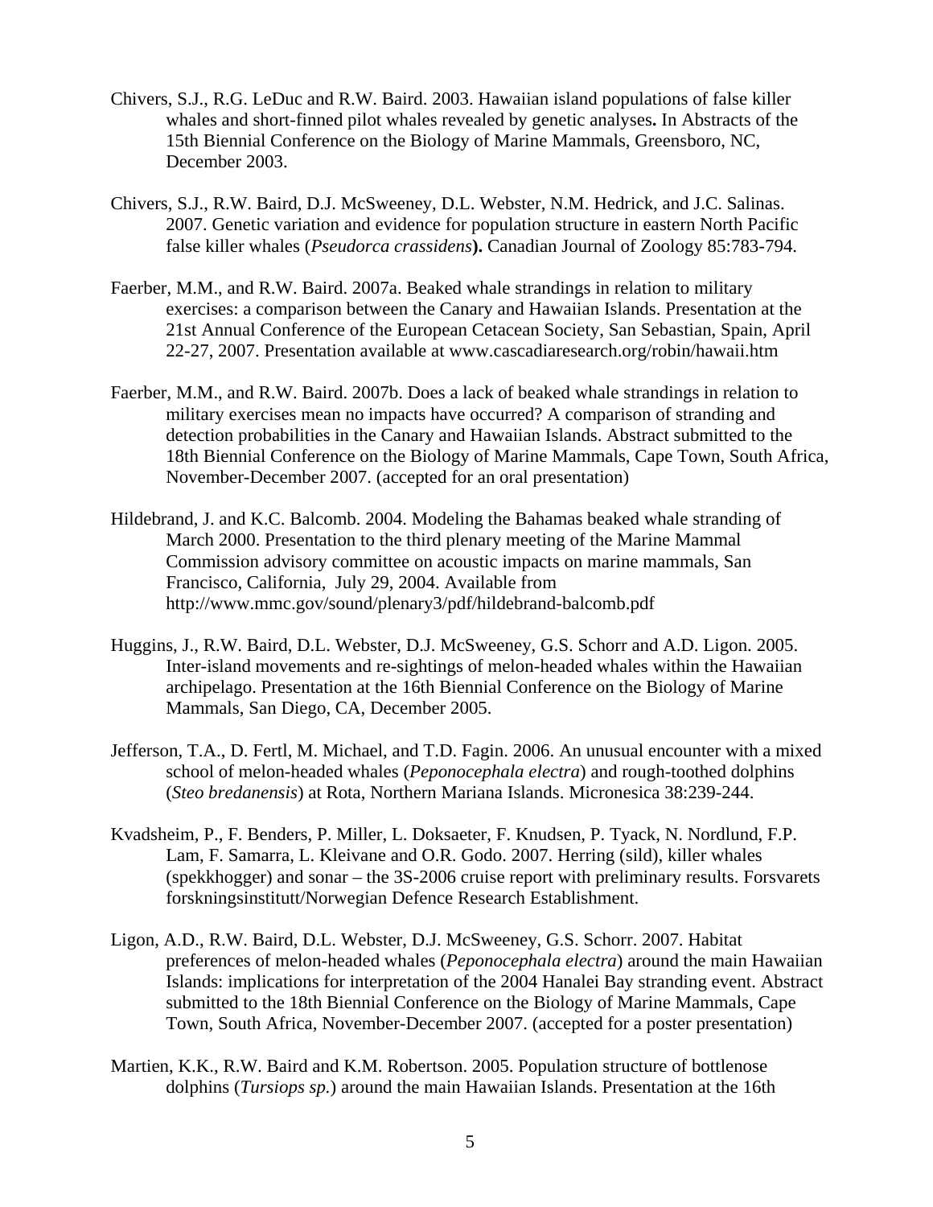Chivers, S.J., R.G. LeDuc and R.W. Baird. 2003. Hawaiian island populations of false killer whales and short-finned pilot whales revealed by genetic analyses**.** In Abstracts of the 15th Biennial Conference on the Biology of Marine Mammals, Greensboro, NC, December 2003.

Chivers, S.J., R.W. Baird, D.J. McSweeney, D.L. Webster, N.M. Hedrick, and J.C. Salinas. 2007. Genetic variation and evidence for population structure in eastern North Pacific false killer whales (*Pseudorca crassidens*)**.** Canadian Journal of Zoology 85:783-794.

Faerber, M.M., and R.W. Baird. 2007a. Beaked whale strandings in relation to military exercises: a comparison between the Canary and Hawaiian Islands. Presentation at the 21st Annual Conference of the European Cetacean Society, San Sebastian, Spain, April 22-27, 2007. Presentation available at www.cascadiaresearch.org/robin/hawaii.htm

Faerber, M.M., and R.W. Baird. 2007b. Does a lack of beaked whale strandings in relation to military exercises mean no impacts have occurred? A comparison of stranding and detection probabilities in the Canary and Hawaiian Islands. Abstract submitted to the 18th Biennial Conference on the Biology of Marine Mammals, Cape Town, South Africa, November-December 2007. (accepted for an oral presentation)

Hildebrand, J. and K.C. Balcomb. 2004. Modeling the Bahamas beaked whale stranding of March 2000. Presentation to the third plenary meeting of the Marine Mammal Commission advisory committee on acoustic impacts on marine mammals, San Francisco, California, July 29, 2004. Available from http://www.mmc.gov/sound/plenary3/pdf/hildebrand-balcomb.pdf

Huggins, J., R.W. Baird, D.L. Webster, D.J. McSweeney, G.S. Schorr and A.D. Ligon. 2005. Inter-island movements and re-sightings of melon-headed whales within the Hawaiian archipelago. Presentation at the 16th Biennial Conference on the Biology of Marine Mammals, San Diego, CA, December 2005.

Jefferson, T.A., D. Fertl, M. Michael, and T.D. Fagin. 2006. An unusual encounter with a mixed school of melon-headed whales (*Peponocephala electra*) and rough-toothed dolphins (*Steo bredanensis*) at Rota, Northern Mariana Islands. Micronesica 38:239-244.

Kvadsheim, P., F. Benders, P. Miller, L. Doksaeter, F. Knudsen, P. Tyack, N. Nordlund, F.P. Lam, F. Samarra, L. Kleivane and O.R. Godo. 2007. Herring (sild), killer whales (spekkhogger) and sonar – the 3S-2006 cruise report with preliminary results. Forsvarets forskningsinstitutt/Norwegian Defence Research Establishment.

Ligon, A.D., R.W. Baird, D.L. Webster, D.J. McSweeney, G.S. Schorr. 2007. Habitat preferences of melon-headed whales (*Peponocephala electra*) around the main Hawaiian Islands: implications for interpretation of the 2004 Hanalei Bay stranding event. Abstract submitted to the 18th Biennial Conference on the Biology of Marine Mammals, Cape Town, South Africa, November-December 2007. (accepted for a poster presentation)

Martien, K.K., R.W. Baird and K.M. Robertson. 2005. Population structure of bottlenose dolphins (*Tursiops sp.*) around the main Hawaiian Islands. Presentation at the 16th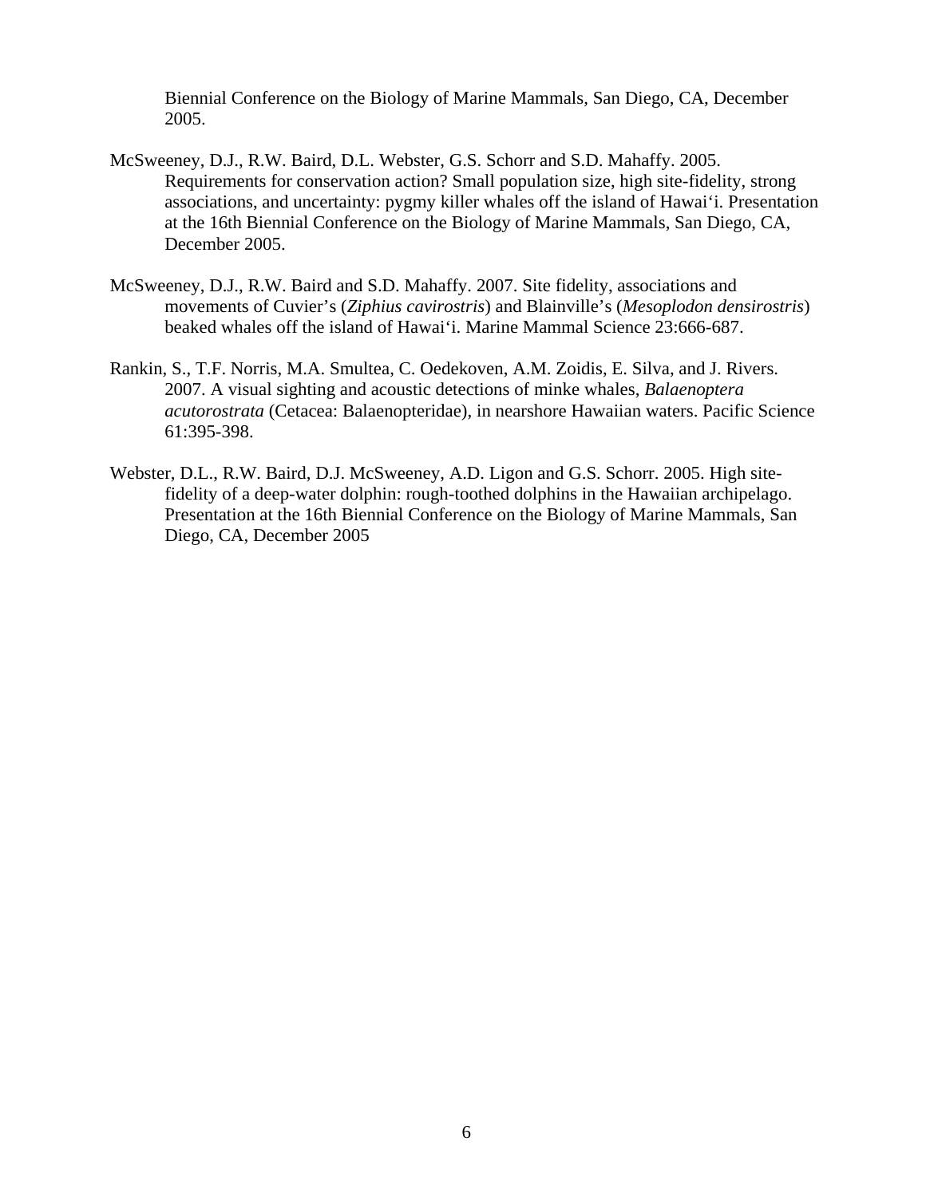Biennial Conference on the Biology of Marine Mammals, San Diego, CA, December 2005.

McSweeney, D.J., R.W. Baird, D.L. Webster, G.S. Schorr and S.D. Mahaffy. 2005. Requirements for conservation action? Small population size, high site-fidelity, strong associations, and uncertainty: pygmy killer whales off the island of Hawai‘i. Presentation at the 16th Biennial Conference on the Biology of Marine Mammals, San Diego, CA, December 2005.

McSweeney, D.J., R.W. Baird and S.D. Mahaffy. 2007. Site fidelity, associations and movements of Cuvier's (*Ziphius cavirostris*) and Blainville's (*Mesoplodon densirostris*) beaked whales off the island of Hawai‘i. Marine Mammal Science 23:666-687.

Rankin, S., T.F. Norris, M.A. Smultea, C. Oedekoven, A.M. Zoidis, E. Silva, and J. Rivers. 2007. A visual sighting and acoustic detections of minke whales, *Balaenoptera acutorostrata* (Cetacea: Balaenopteridae), in nearshore Hawaiian waters. Pacific Science 61:395-398.

Webster, D.L., R.W. Baird, D.J. McSweeney, A.D. Ligon and G.S. Schorr. 2005. High site-fidelity of a deep-water dolphin: rough-toothed dolphins in the Hawaiian archipelago. Presentation at the 16th Biennial Conference on the Biology of Marine Mammals, San Diego, CA, December 2005